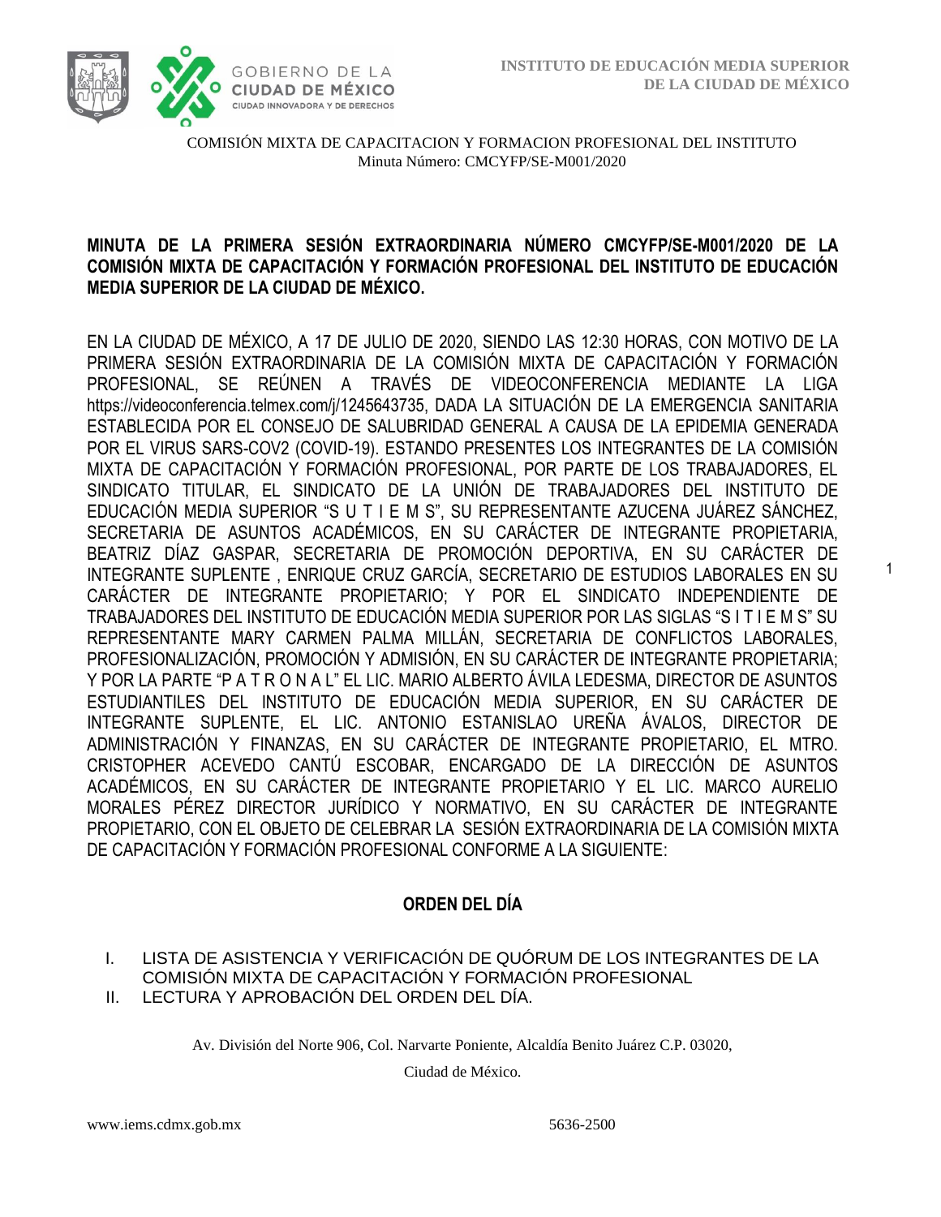COMISIÓN MIXTA DE CAPACITACION Y FORMACION PROFESIONAL DEL INSTITUTO
Minuta Número: CMCYFP/SE-M001/2020

**MINUTA DE LA PRIMERA SESIÓN EXTRAORDINARIA NÚMERO CMCYFP/SE-M001/2020 DE LA COMISIÓN MIXTA DE CAPACITACIÓN Y FORMACIÓN PROFESIONAL DEL INSTITUTO DE EDUCACIÓN MEDIA SUPERIOR DE LA CIUDAD DE MÉXICO.**

EN LA CIUDAD DE MÉXICO, A 17 DE JULIO DE 2020, SIENDO LAS 12:30 HORAS, CON MOTIVO DE LA PRIMERA SESIÓN EXTRAORDINARIA DE LA COMISIÓN MIXTA DE CAPACITACIÓN Y FORMACIÓN PROFESIONAL, SE REÚNEN A TRAVÉS DE VIDEOCONFERENCIA MEDIANTE LA LIGA https://videoconferencia.telmex.com/j/1245643735, DADA LA SITUACIÓN DE LA EMERGENCIA SANITARIA ESTABLECIDA POR EL CONSEJO DE SALUBRIDAD GENERAL A CAUSA DE LA EPIDEMIA GENERADA POR EL VIRUS SARS-COV2 (COVID-19). ESTANDO PRESENTES LOS INTEGRANTES DE LA COMISIÓN MIXTA DE CAPACITACIÓN Y FORMACIÓN PROFESIONAL, POR PARTE DE LOS TRABAJADORES, EL SINDICATO TITULAR, EL SINDICATO DE LA UNIÓN DE TRABAJADORES DEL INSTITUTO DE EDUCACIÓN MEDIA SUPERIOR "S U T I E M S", SU REPRESENTANTE AZUCENA JUÁREZ SÁNCHEZ, SECRETARIA DE ASUNTOS ACADÉMICOS, EN SU CARÁCTER DE INTEGRANTE PROPIETARIA, BEATRIZ DÍAZ GASPAR, SECRETARIA DE PROMOCIÓN DEPORTIVA, EN SU CARÁCTER DE INTEGRANTE SUPLENTE , ENRIQUE CRUZ GARCÍA, SECRETARIO DE ESTUDIOS LABORALES EN SU CARÁCTER DE INTEGRANTE PROPIETARIO; Y POR EL SINDICATO INDEPENDIENTE DE TRABAJADORES DEL INSTITUTO DE EDUCACIÓN MEDIA SUPERIOR POR LAS SIGLAS "S I T I E M S" SU REPRESENTANTE MARY CARMEN PALMA MILLÁN, SECRETARIA DE CONFLICTOS LABORALES, PROFESIONALIZACIÓN, PROMOCIÓN Y ADMISIÓN, EN SU CARÁCTER DE INTEGRANTE PROPIETARIA; Y POR LA PARTE "P A T R O N A L" EL LIC. MARIO ALBERTO ÁVILA LEDESMA, DIRECTOR DE ASUNTOS ESTUDIANTILES DEL INSTITUTO DE EDUCACIÓN MEDIA SUPERIOR, EN SU CARÁCTER DE INTEGRANTE SUPLENTE, EL LIC. ANTONIO ESTANISLAO UREÑA ÁVALOS, DIRECTOR DE ADMINISTRACIÓN Y FINANZAS, EN SU CARÁCTER DE INTEGRANTE PROPIETARIO, EL MTRO. CRISTOPHER ACEVEDO CANTÚ ESCOBAR, ENCARGADO DE LA DIRECCIÓN DE ASUNTOS ACADÉMICOS, EN SU CARÁCTER DE INTEGRANTE PROPIETARIO Y EL LIC. MARCO AURELIO MORALES PÉREZ DIRECTOR JURÍDICO Y NORMATIVO, EN SU CARÁCTER DE INTEGRANTE PROPIETARIO, CON EL OBJETO DE CELEBRAR LA SESIÓN EXTRAORDINARIA DE LA COMISIÓN MIXTA DE CAPACITACIÓN Y FORMACIÓN PROFESIONAL CONFORME A LA SIGUIENTE:

## ORDEN DEL DÍA

I. LISTA DE ASISTENCIA Y VERIFICACIÓN DE QUÓRUM DE LOS INTEGRANTES DE LA COMISIÓN MIXTA DE CAPACITACIÓN Y FORMACIÓN PROFESIONAL
II. LECTURA Y APROBACIÓN DEL ORDEN DEL DÍA.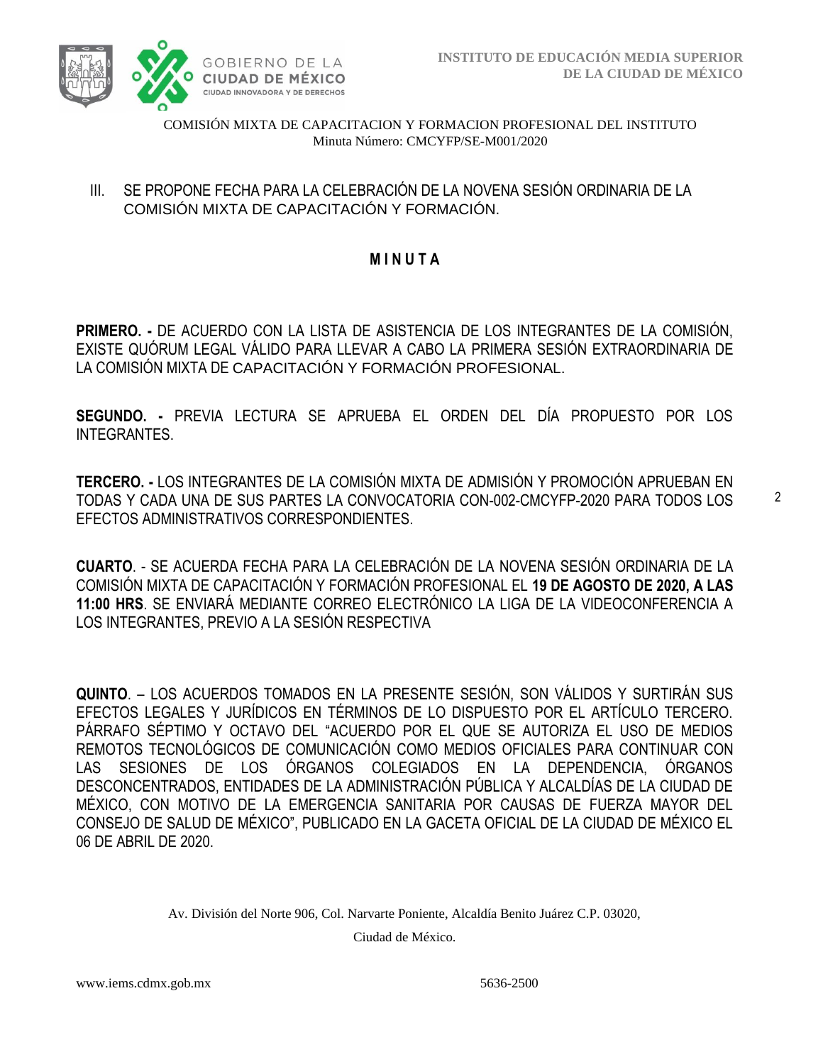III. SE PROPONE FECHA PARA LA CELEBRACIÓN DE LA NOVENA SESIÓN ORDINARIA DE LA COMISIÓN MIXTA DE CAPACITACIÓN Y FORMACIÓN.

## M I N U T A

**PRIMERO. -** DE ACUERDO CON LA LISTA DE ASISTENCIA DE LOS INTEGRANTES DE LA COMISIÓN, EXISTE QUÓRUM LEGAL VÁLIDO PARA LLEVAR A CABO LA PRIMERA SESIÓN EXTRAORDINARIA DE LA COMISIÓN MIXTA DE CAPACITACIÓN Y FORMACIÓN PROFESIONAL.

**SEGUNDO. -** PREVIA LECTURA SE APRUEBA EL ORDEN DEL DÍA PROPUESTO POR LOS INTEGRANTES.

**TERCERO. -** LOS INTEGRANTES DE LA COMISIÓN MIXTA DE ADMISIÓN Y PROMOCIÓN APRUEBAN EN TODAS Y CADA UNA DE SUS PARTES LA CONVOCATORIA CON-002-CMCYFP-2020 PARA TODOS LOS EFECTOS ADMINISTRATIVOS CORRESPONDIENTES.

**CUARTO**. - SE ACUERDA FECHA PARA LA CELEBRACIÓN DE LA NOVENA SESIÓN ORDINARIA DE LA COMISIÓN MIXTA DE CAPACITACIÓN Y FORMACIÓN PROFESIONAL EL **19 DE AGOSTO DE 2020, A LAS 11:00 HRS**. SE ENVIARÁ MEDIANTE CORREO ELECTRÓNICO LA LIGA DE LA VIDEOCONFERENCIA A LOS INTEGRANTES, PREVIO A LA SESIÓN RESPECTIVA

**QUINTO**. – LOS ACUERDOS TOMADOS EN LA PRESENTE SESIÓN, SON VÁLIDOS Y SURTIRÁN SUS EFECTOS LEGALES Y JURÍDICOS EN TÉRMINOS DE LO DISPUESTO POR EL ARTÍCULO TERCERO. PÁRRAFO SÉPTIMO Y OCTAVO DEL "ACUERDO POR EL QUE SE AUTORIZA EL USO DE MEDIOS REMOTOS TECNOLÓGICOS DE COMUNICACIÓN COMO MEDIOS OFICIALES PARA CONTINUAR CON LAS SESIONES DE LOS ÓRGANOS COLEGIADOS EN LA DEPENDENCIA, ÓRGANOS DESCONCENTRADOS, ENTIDADES DE LA ADMINISTRACIÓN PÚBLICA Y ALCALDÍAS DE LA CIUDAD DE MÉXICO, CON MOTIVO DE LA EMERGENCIA SANITARIA POR CAUSAS DE FUERZA MAYOR DEL CONSEJO DE SALUD DE MÉXICO", PUBLICADO EN LA GACETA OFICIAL DE LA CIUDAD DE MÉXICO EL 06 DE ABRIL DE 2020.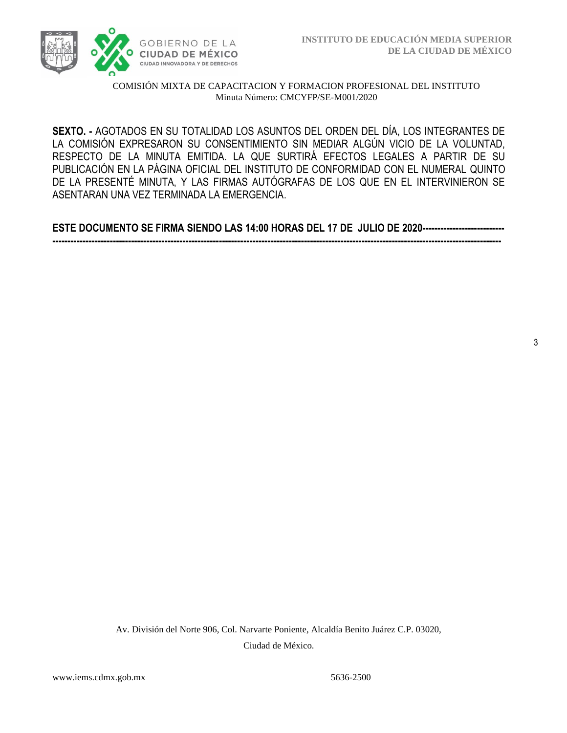**SEXTO. -** AGOTADOS EN SU TOTALIDAD LOS ASUNTOS DEL ORDEN DEL DÍA, LOS INTEGRANTES DE LA COMISIÓN EXPRESARON SU CONSENTIMIENTO SIN MEDIAR ALGÚN VICIO DE LA VOLUNTAD, RESPECTO DE LA MINUTA EMITIDA. LA QUE SURTIRÁ EFECTOS LEGALES A PARTIR DE SU PUBLICACIÓN EN LA PÁGINA OFICIAL DEL INSTITUTO DE CONFORMIDAD CON EL NUMERAL QUINTO DE LA PRESENTÉ MINUTA, Y LAS FIRMAS AUTÓGRAFAS DE LOS QUE EN EL INTERVINIERON SE ASENTARAN UNA VEZ TERMINADA LA EMERGENCIA.

**ESTE DOCUMENTO SE FIRMA SIENDO LAS 14:00 HORAS DEL 17 DE JULIO DE 2020---------------------------------------------------------------------------------------------------------------------------------------------------------------------------**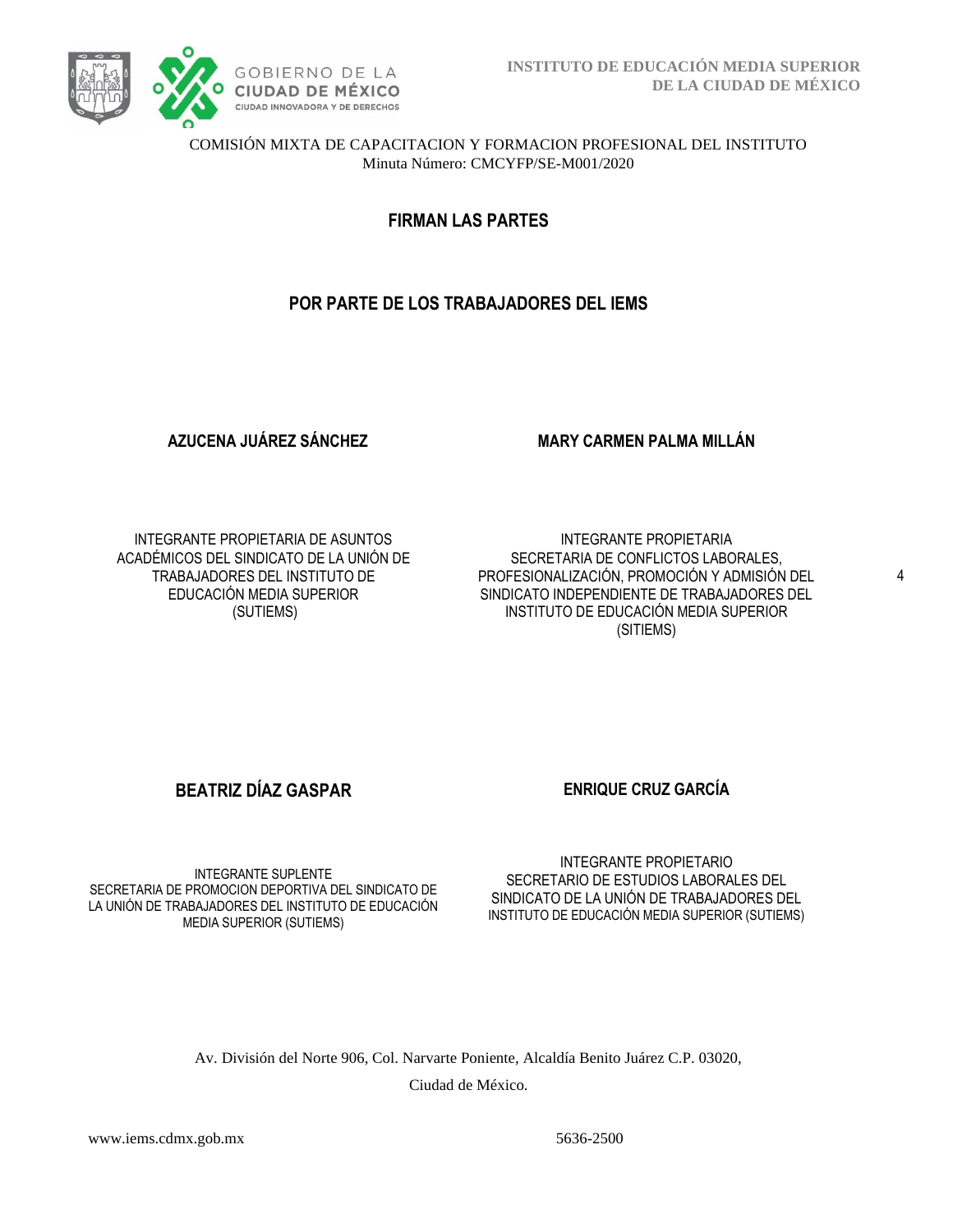COMISIÓN MIXTA DE CAPACITACION Y FORMACION PROFESIONAL DEL INSTITUTO
Minuta Número: CMCYFP/SE-M001/2020

## FIRMAN LAS PARTES

## POR PARTE DE LOS TRABAJADORES DEL IEMS

**AZUCENA JUÁREZ SÁNCHEZ**

INTEGRANTE PROPIETARIA DE ASUNTOS ACADÉMICOS DEL SINDICATO DE LA UNIÓN DE TRABAJADORES DEL INSTITUTO DE EDUCACIÓN MEDIA SUPERIOR (SUTIEMS)

**MARY CARMEN PALMA MILLÁN**

INTEGRANTE PROPIETARIA
SECRETARIA DE CONFLICTOS LABORALES, PROFESIONALIZACIÓN, PROMOCIÓN Y ADMISIÓN DEL SINDICATO INDEPENDIENTE DE TRABAJADORES DEL INSTITUTO DE EDUCACIÓN MEDIA SUPERIOR (SITIEMS)

**BEATRIZ DÍAZ GASPAR**

INTEGRANTE SUPLENTE
SECRETARIA DE PROMOCION DEPORTIVA DEL SINDICATO DE LA UNIÓN DE TRABAJADORES DEL INSTITUTO DE EDUCACIÓN MEDIA SUPERIOR (SUTIEMS)

**ENRIQUE CRUZ GARCÍA**

INTEGRANTE PROPIETARIO
SECRETARIO DE ESTUDIOS LABORALES DEL SINDICATO DE LA UNIÓN DE TRABAJADORES DEL INSTITUTO DE EDUCACIÓN MEDIA SUPERIOR (SUTIEMS)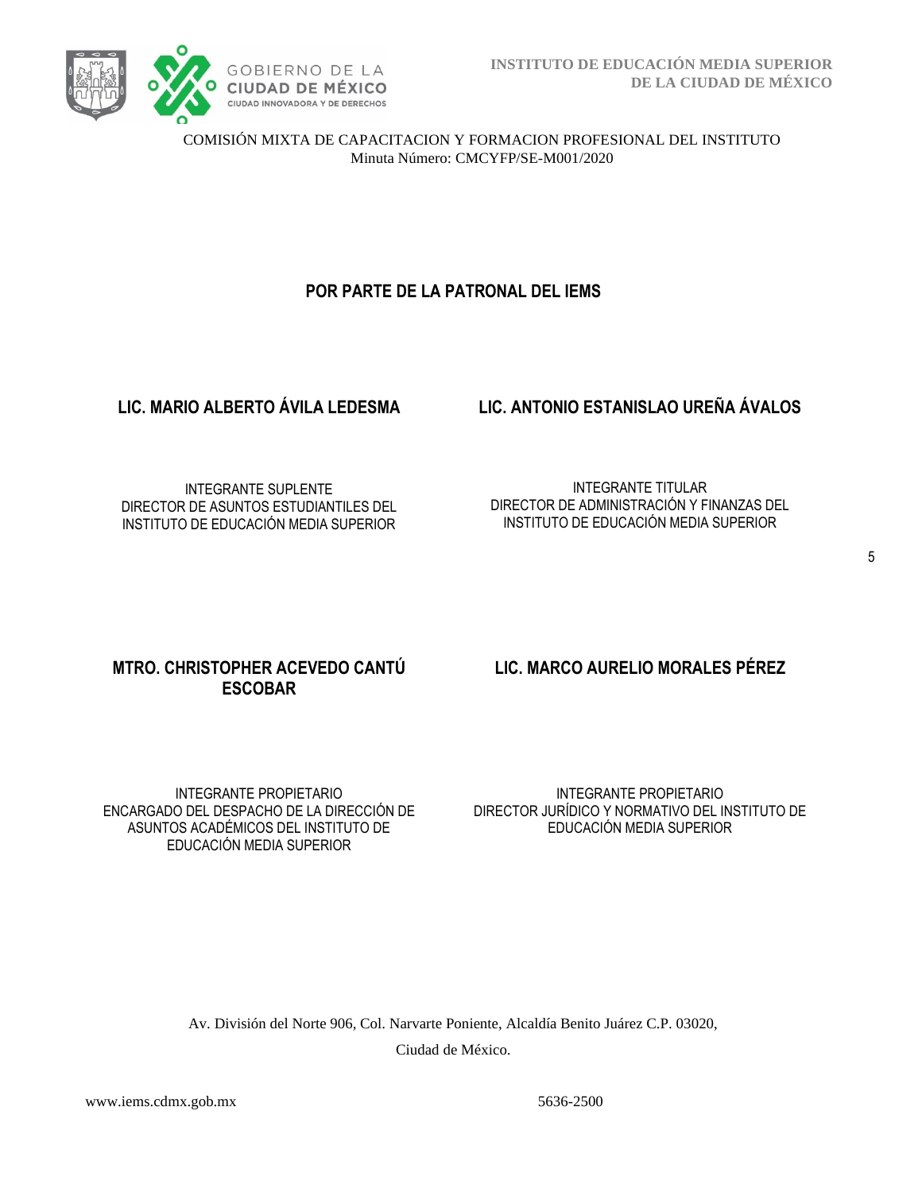## POR PARTE DE LA PATRONAL DEL IEMS

**LIC. MARIO ALBERTO ÁVILA LEDESMA**

INTEGRANTE SUPLENTE
DIRECTOR DE ASUNTOS ESTUDIANTILES DEL INSTITUTO DE EDUCACIÓN MEDIA SUPERIOR

**LIC. ANTONIO ESTANISLAO UREÑA ÁVALOS**

INTEGRANTE TITULAR
DIRECTOR DE ADMINISTRACIÓN Y FINANZAS DEL INSTITUTO DE EDUCACIÓN MEDIA SUPERIOR

**MTRO. CHRISTOPHER ACEVEDO CANTÚ ESCOBAR**

INTEGRANTE PROPIETARIO
ENCARGADO DEL DESPACHO DE LA DIRECCIÓN DE ASUNTOS ACADÉMICOS DEL INSTITUTO DE EDUCACIÓN MEDIA SUPERIOR

**LIC. MARCO AURELIO MORALES PÉREZ**

INTEGRANTE PROPIETARIO
DIRECTOR JURÍDICO Y NORMATIVO DEL INSTITUTO DE EDUCACIÓN MEDIA SUPERIOR